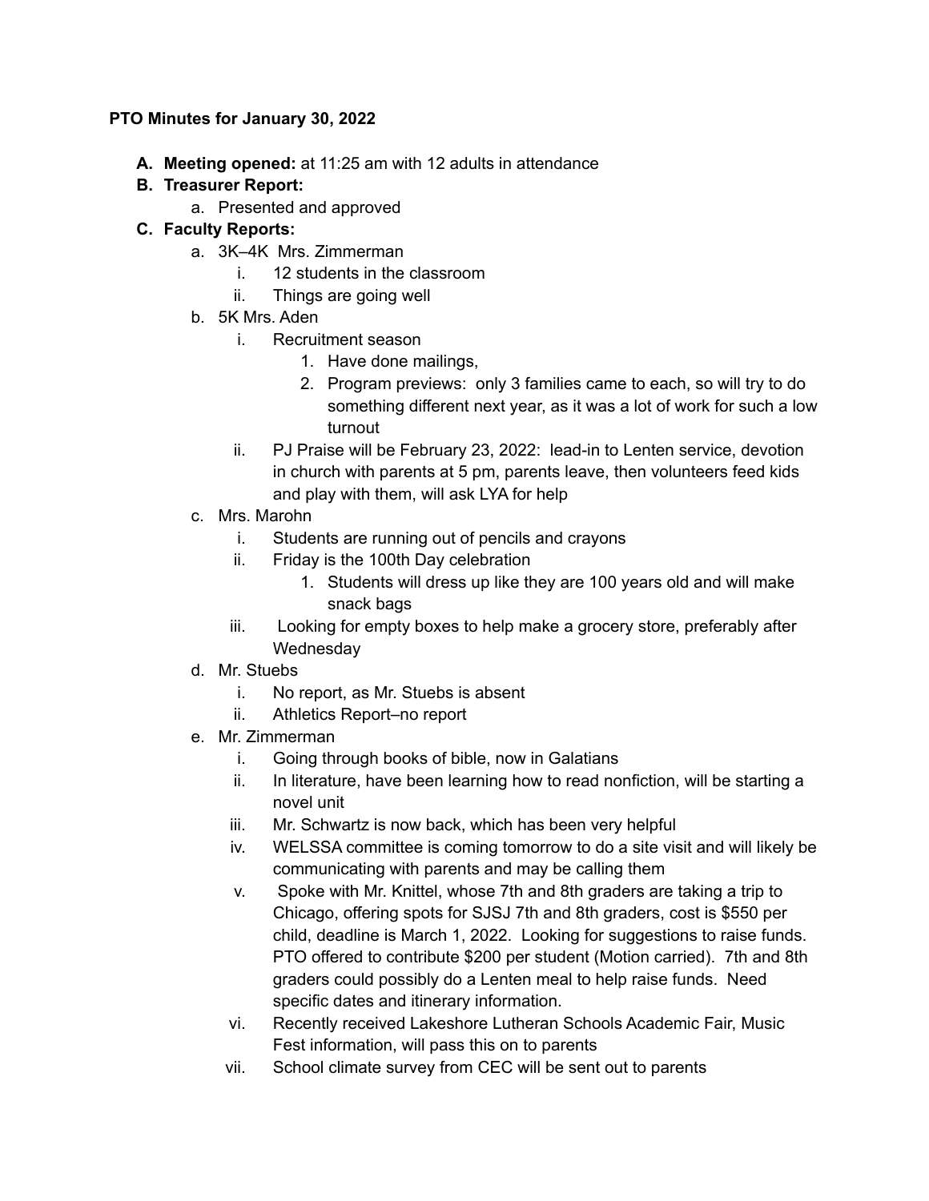**PTO Minutes for January 30, 2022**

A. **Meeting opened:** at 11:25 am with 12 adults in attendance
B. **Treasurer Report:**
    a. Presented and approved
C. **Faculty Reports:**
    a. 3K–4K Mrs. Zimmerman
        i. 12 students in the classroom
        ii. Things are going well
    b. 5K Mrs. Aden
        i. Recruitment season
            1. Have done mailings,
            2. Program previews: only 3 families came to each, so will try to do something different next year, as it was a lot of work for such a low turnout
        ii. PJ Praise will be February 23, 2022: lead-in to Lenten service, devotion in church with parents at 5 pm, parents leave, then volunteers feed kids and play with them, will ask LYA for help
    c. Mrs. Marohn
        i. Students are running out of pencils and crayons
        ii. Friday is the 100th Day celebration
            1. Students will dress up like they are 100 years old and will make snack bags
        iii. Looking for empty boxes to help make a grocery store, preferably after Wednesday
    d. Mr. Stuebs
        i. No report, as Mr. Stuebs is absent
        ii. Athletics Report–no report
    e. Mr. Zimmerman
        i. Going through books of bible, now in Galatians
        ii. In literature, have been learning how to read nonfiction, will be starting a novel unit
        iii. Mr. Schwartz is now back, which has been very helpful
        iv. WELSSA committee is coming tomorrow to do a site visit and will likely be communicating with parents and may be calling them
        v. Spoke with Mr. Knittel, whose 7th and 8th graders are taking a trip to Chicago, offering spots for SJSJ 7th and 8th graders, cost is $550 per child, deadline is March 1, 2022. Looking for suggestions to raise funds. PTO offered to contribute $200 per student (Motion carried). 7th and 8th graders could possibly do a Lenten meal to help raise funds. Need specific dates and itinerary information.
        vi. Recently received Lakeshore Lutheran Schools Academic Fair, Music Fest information, will pass this on to parents
        vii. School climate survey from CEC will be sent out to parents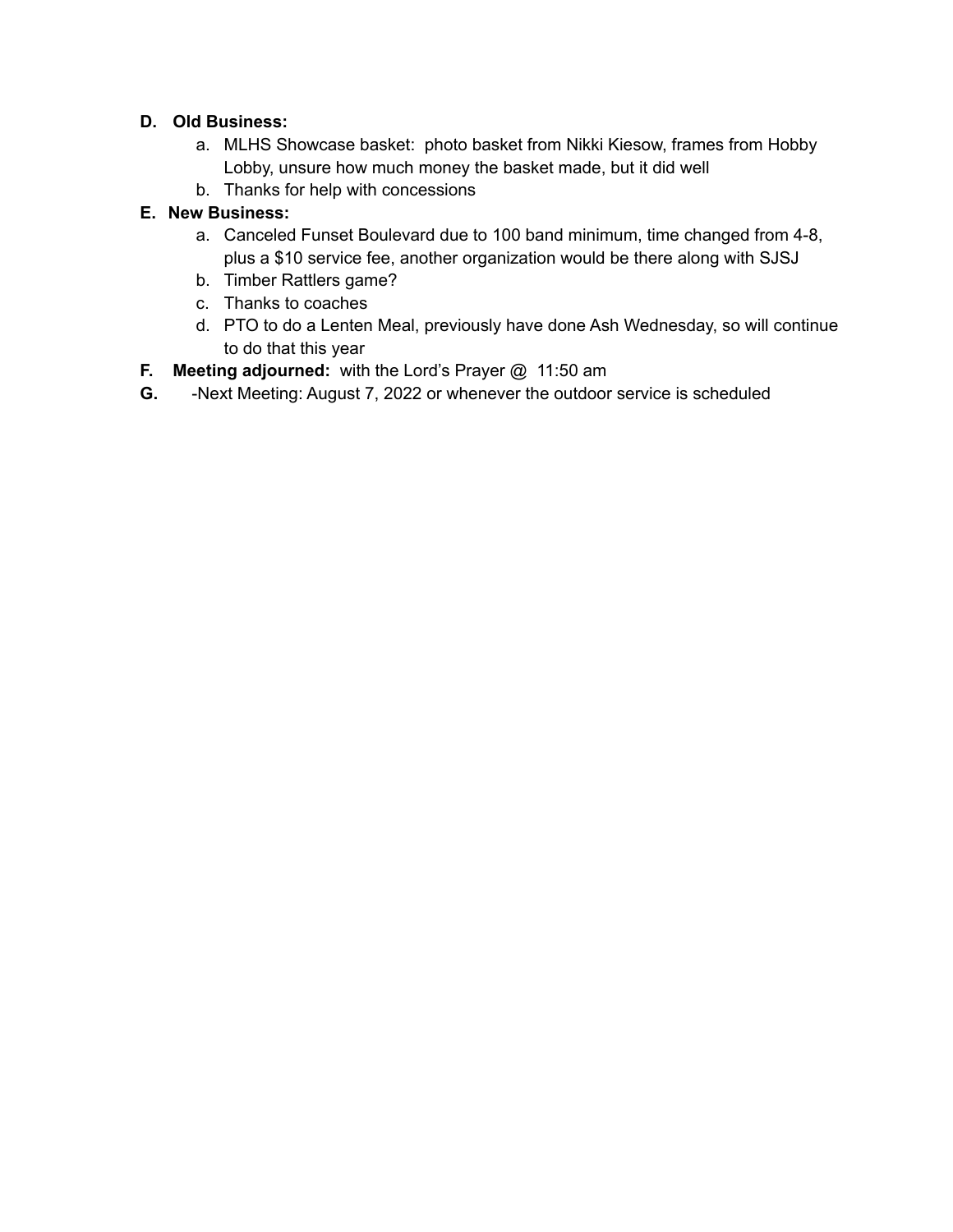**D. Old Business:**

a. MLHS Showcase basket: photo basket from Nikki Kiesow, frames from Hobby Lobby, unsure how much money the basket made, but it did well

b. Thanks for help with concessions

**E. New Business:**

a. Canceled Funset Boulevard due to 100 band minimum, time changed from 4-8, plus a $10 service fee, another organization would be there along with SJSJ

b. Timber Rattlers game?

c. Thanks to coaches

d. PTO to do a Lenten Meal, previously have done Ash Wednesday, so will continue to do that this year

**F. Meeting adjourned:** with the Lord's Prayer @ 11:50 am

**G.** -Next Meeting: August 7, 2022 or whenever the outdoor service is scheduled